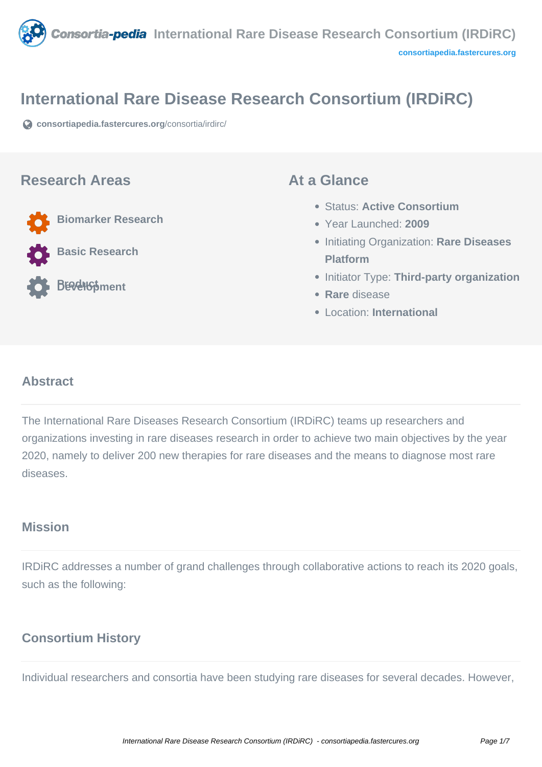# International Rare Disease Research Consortium (IRDiRC)

consortiapedia.fastercures.org/consortia/irdirc/

## Research Areas

- Biomarker Research
- Basic Research
- Product Development

## At a Glance

- Status: **Active Consortium**
- Year Launched: **2009**
- Initiating Organization: **Rare Diseases Platform**
- Initiator Type: **Third-party organization**
- **Rare** disease
- Location: **International**

## Abstract

The International Rare Diseases Research Consortium (IRDiRC) teams up researchers and organizations investing in rare diseases research in order to achieve two main objectives by the year 2020, namely to deliver 200 new therapies for rare diseases and the means to diagnose most rare diseases.

## Mission

IRDiRC addresses a number of grand challenges through collaborative actions to reach its 2020 goals, such as the following:

## Consortium History

Individual researchers and consortia have been studying rare diseases for several decades. However,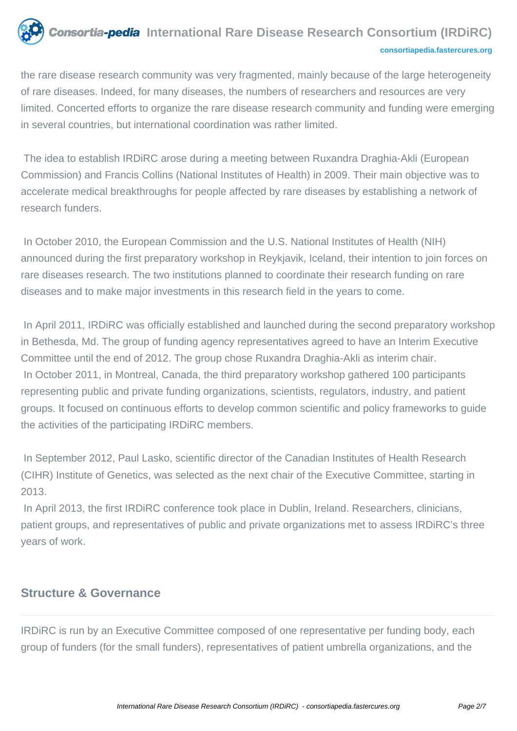the rare disease research community was very fragmented, mainly because of the large heterogeneity of rare diseases. Indeed, for many diseases, the numbers of researchers and resources are very limited. Concerted efforts to organize the rare disease research community and funding were emerging in several countries, but international coordination was rather limited.

The idea to establish IRDiRC arose during a meeting between Ruxandra Draghia-Akli (European Commission) and Francis Collins (National Institutes of Health) in 2009. Their main objective was to accelerate medical breakthroughs for people affected by rare diseases by establishing a network of research funders.

In October 2010, the European Commission and the U.S. National Institutes of Health (NIH) announced during the first preparatory workshop in Reykjavik, Iceland, their intention to join forces on rare diseases research. The two institutions planned to coordinate their research funding on rare diseases and to make major investments in this research field in the years to come.

In April 2011, IRDiRC was officially established and launched during the second preparatory workshop in Bethesda, Md. The group of funding agency representatives agreed to have an Interim Executive Committee until the end of 2012. The group chose Ruxandra Draghia-Akli as interim chair.
In October 2011, in Montreal, Canada, the third preparatory workshop gathered 100 participants representing public and private funding organizations, scientists, regulators, industry, and patient groups. It focused on continuous efforts to develop common scientific and policy frameworks to guide the activities of the participating IRDiRC members.

In September 2012, Paul Lasko, scientific director of the Canadian Institutes of Health Research (CIHR) Institute of Genetics, was selected as the next chair of the Executive Committee, starting in 2013.
In April 2013, the first IRDiRC conference took place in Dublin, Ireland. Researchers, clinicians, patient groups, and representatives of public and private organizations met to assess IRDiRC's three years of work.

## Structure & Governance

IRDiRC is run by an Executive Committee composed of one representative per funding body, each group of funders (for the small funders), representatives of patient umbrella organizations, and the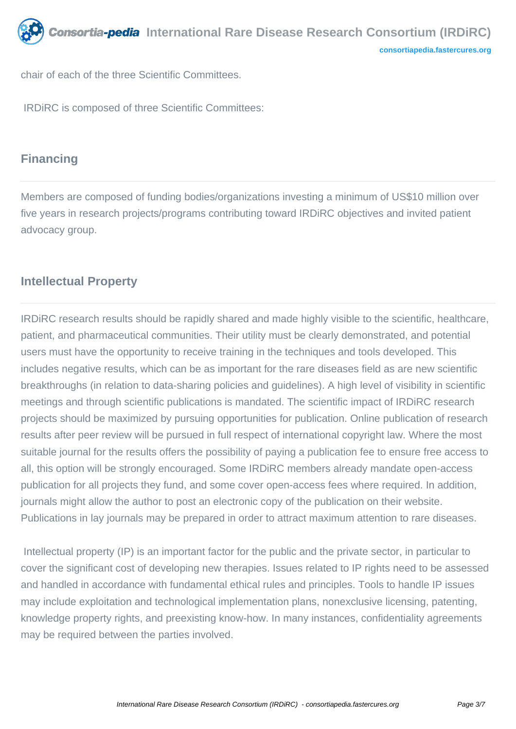chair of each of the three Scientific Committees.

IRDiRC is composed of three Scientific Committees:

## Financing

Members are composed of funding bodies/organizations investing a minimum of US$10 million over five years in research projects/programs contributing toward IRDiRC objectives and invited patient advocacy group.

## Intellectual Property

IRDiRC research results should be rapidly shared and made highly visible to the scientific, healthcare, patient, and pharmaceutical communities. Their utility must be clearly demonstrated, and potential users must have the opportunity to receive training in the techniques and tools developed. This includes negative results, which can be as important for the rare diseases field as are new scientific breakthroughs (in relation to data-sharing policies and guidelines). A high level of visibility in scientific meetings and through scientific publications is mandated. The scientific impact of IRDiRC research projects should be maximized by pursuing opportunities for publication. Online publication of research results after peer review will be pursued in full respect of international copyright law. Where the most suitable journal for the results offers the possibility of paying a publication fee to ensure free access to all, this option will be strongly encouraged. Some IRDiRC members already mandate open-access publication for all projects they fund, and some cover open-access fees where required. In addition, journals might allow the author to post an electronic copy of the publication on their website. Publications in lay journals may be prepared in order to attract maximum attention to rare diseases.

Intellectual property (IP) is an important factor for the public and the private sector, in particular to cover the significant cost of developing new therapies. Issues related to IP rights need to be assessed and handled in accordance with fundamental ethical rules and principles. Tools to handle IP issues may include exploitation and technological implementation plans, nonexclusive licensing, patenting, knowledge property rights, and preexisting know-how. In many instances, confidentiality agreements may be required between the parties involved.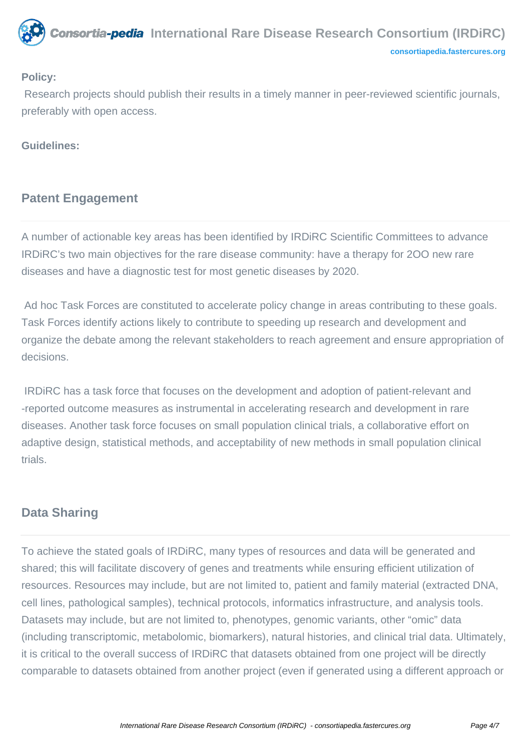**Policy:**

Research projects should publish their results in a timely manner in peer-reviewed scientific journals, preferably with open access.

**Guidelines:**

## Patent Engagement

A number of actionable key areas has been identified by IRDiRC Scientific Committees to advance IRDiRC's two main objectives for the rare disease community: have a therapy for 2OO new rare diseases and have a diagnostic test for most genetic diseases by 2020.

Ad hoc Task Forces are constituted to accelerate policy change in areas contributing to these goals. Task Forces identify actions likely to contribute to speeding up research and development and organize the debate among the relevant stakeholders to reach agreement and ensure appropriation of decisions.

IRDiRC has a task force that focuses on the development and adoption of patient-relevant and -reported outcome measures as instrumental in accelerating research and development in rare diseases. Another task force focuses on small population clinical trials, a collaborative effort on adaptive design, statistical methods, and acceptability of new methods in small population clinical trials.

## Data Sharing

To achieve the stated goals of IRDiRC, many types of resources and data will be generated and shared; this will facilitate discovery of genes and treatments while ensuring efficient utilization of resources. Resources may include, but are not limited to, patient and family material (extracted DNA, cell lines, pathological samples), technical protocols, informatics infrastructure, and analysis tools. Datasets may include, but are not limited to, phenotypes, genomic variants, other "omic" data (including transcriptomic, metabolomic, biomarkers), natural histories, and clinical trial data. Ultimately, it is critical to the overall success of IRDiRC that datasets obtained from one project will be directly comparable to datasets obtained from another project (even if generated using a different approach or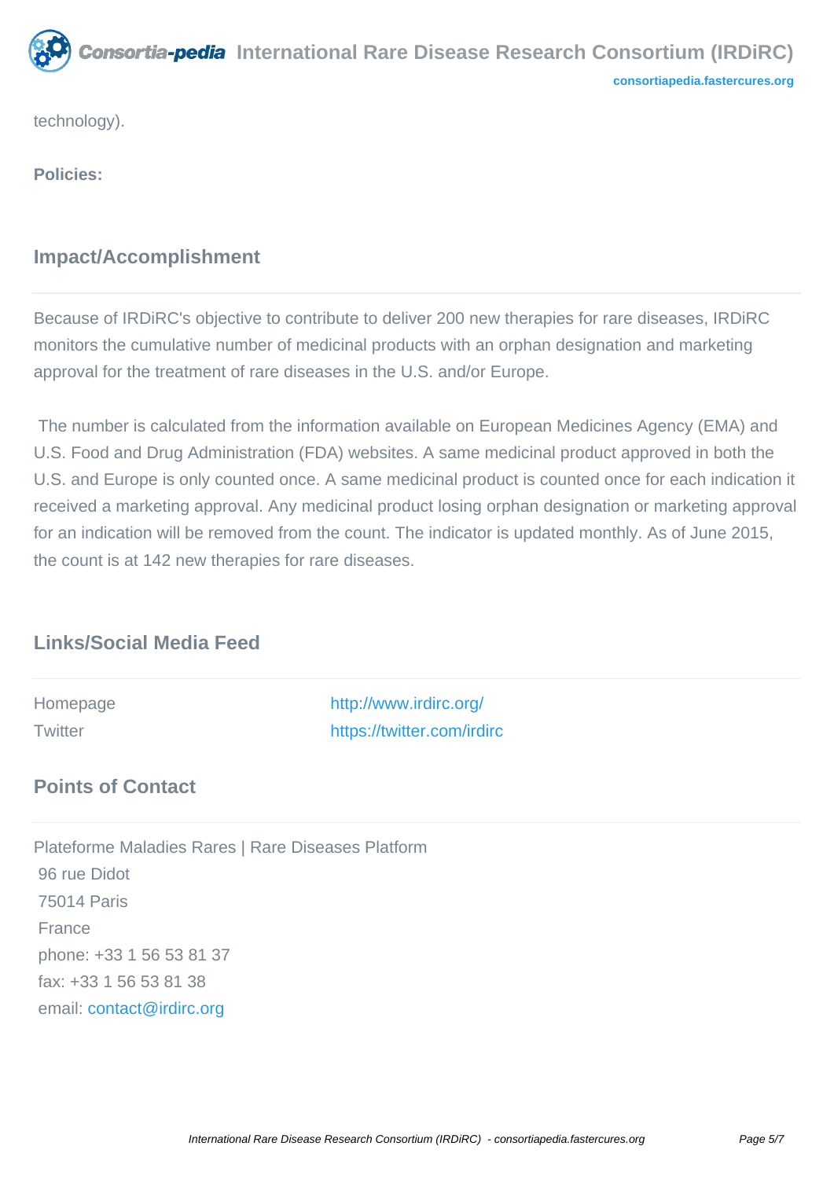technology).

**Policies:**

## Impact/Accomplishment

Because of IRDiRC's objective to contribute to deliver 200 new therapies for rare diseases, IRDiRC monitors the cumulative number of medicinal products with an orphan designation and marketing approval for the treatment of rare diseases in the U.S. and/or Europe.

The number is calculated from the information available on European Medicines Agency (EMA) and U.S. Food and Drug Administration (FDA) websites. A same medicinal product approved in both the U.S. and Europe is only counted once. A same medicinal product is counted once for each indication it received a marketing approval. Any medicinal product losing orphan designation or marketing approval for an indication will be removed from the count. The indicator is updated monthly. As of June 2015, the count is at 142 new therapies for rare diseases.

## Links/Social Media Feed

| | |
|---|---|
| Homepage | http://www.irdirc.org/ |
| Twitter | https://twitter.com/irdirc |

## Points of Contact

Plateforme Maladies Rares | Rare Diseases Platform
96 rue Didot
75014 Paris
France
phone: +33 1 56 53 81 37
fax: +33 1 56 53 81 38
email: contact@irdirc.org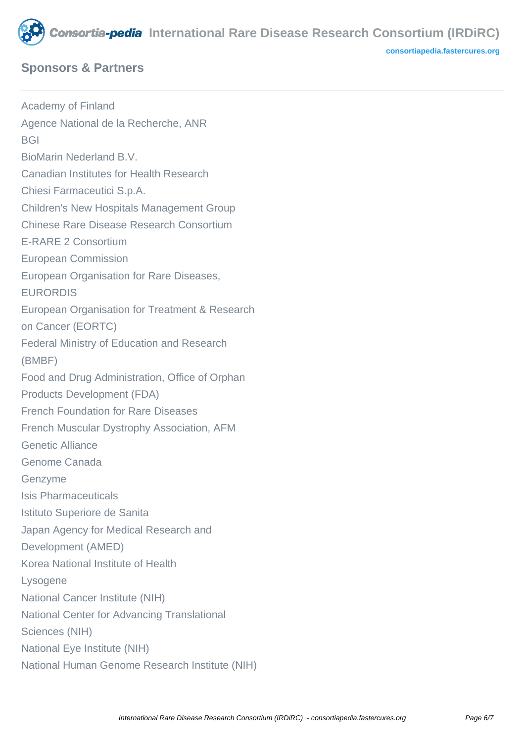## Sponsors & Partners

Academy of Finland
Agence National de la Recherche, ANR
BGI
BioMarin Nederland B.V.
Canadian Institutes for Health Research
Chiesi Farmaceutici S.p.A.
Children's New Hospitals Management Group
Chinese Rare Disease Research Consortium
E-RARE 2 Consortium
European Commission
European Organisation for Rare Diseases, EURORDIS
European Organisation for Treatment & Research on Cancer (EORTC)
Federal Ministry of Education and Research (BMBF)
Food and Drug Administration, Office of Orphan Products Development (FDA)
French Foundation for Rare Diseases
French Muscular Dystrophy Association, AFM
Genetic Alliance
Genome Canada
Genzyme
Isis Pharmaceuticals
Istituto Superiore de Sanita
Japan Agency for Medical Research and Development (AMED)
Korea National Institute of Health
Lysogene
National Cancer Institute (NIH)
National Center for Advancing Translational Sciences (NIH)
National Eye Institute (NIH)
National Human Genome Research Institute (NIH)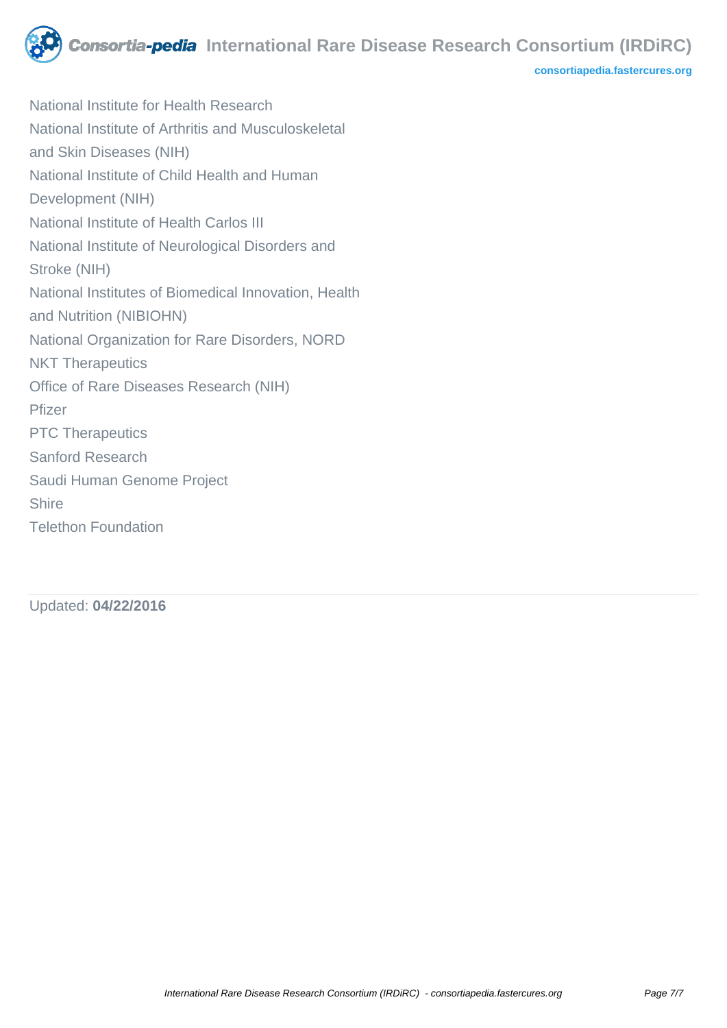National Institute for Health Research
National Institute of Arthritis and Musculoskeletal and Skin Diseases (NIH)
National Institute of Child Health and Human Development (NIH)
National Institute of Health Carlos III
National Institute of Neurological Disorders and Stroke (NIH)
National Institutes of Biomedical Innovation, Health and Nutrition (NIBIOHN)
National Organization for Rare Disorders, NORD
NKT Therapeutics
Office of Rare Diseases Research (NIH)
Pfizer
PTC Therapeutics
Sanford Research
Saudi Human Genome Project
Shire
Telethon Foundation

---

Updated: **04/22/2016**